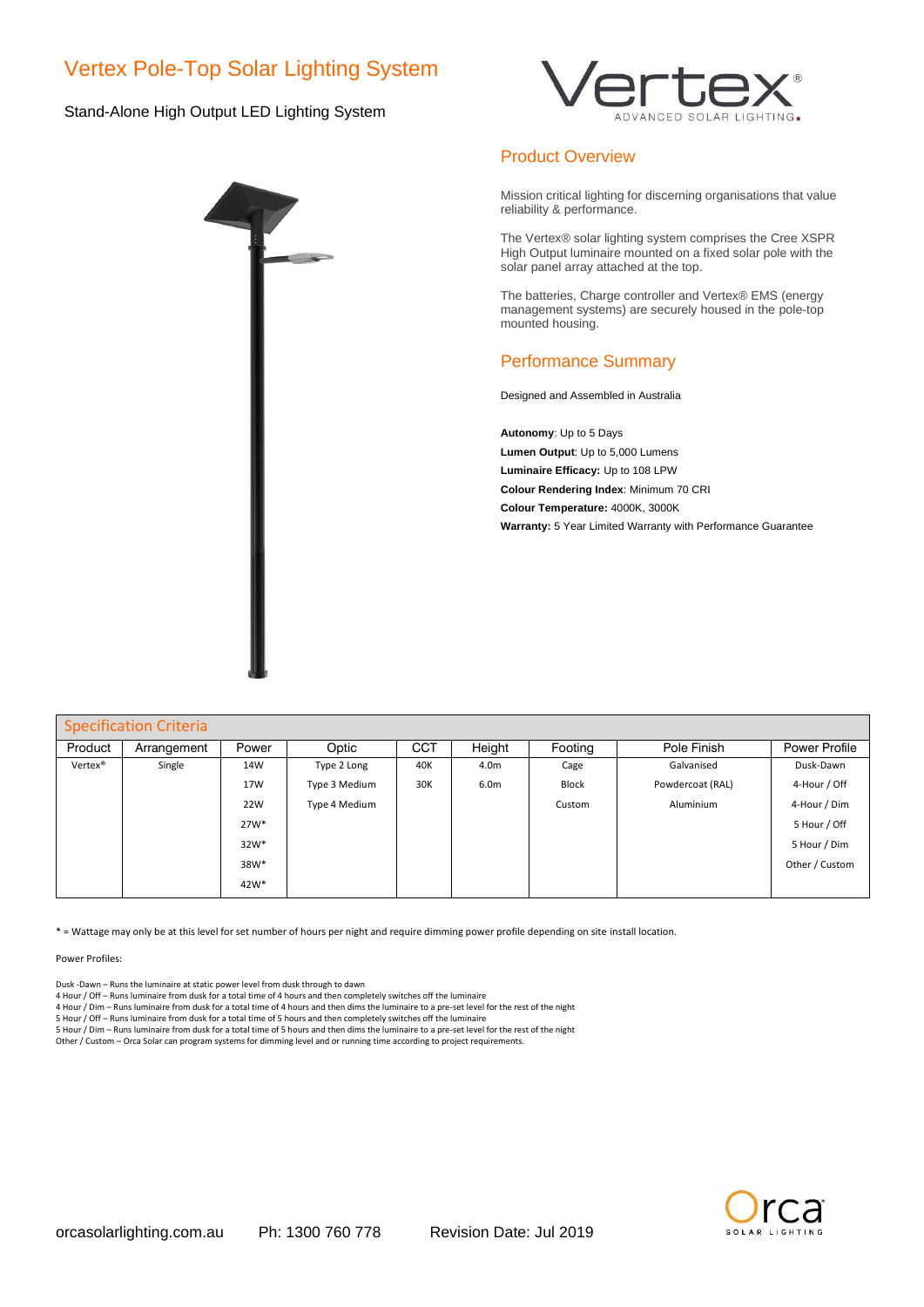# Vertex Pole-Top Solar Lighting System

Stand-Alone High Output LED Lighting System

## Product Overview

Mission critical lighting for discerning organisations that value reliability & performance.

The Vertex® solar lighting system comprises the Cree XSPR High Output luminaire mounted on a fixed solar pole with the solar panel array attached at the top.

The batteries, Charge controller and Vertex® EMS (energy management systems) are securely housed in the pole-top mounted housing.

## Performance Summary

Designed and Assembled in Australia

**Autonomy**: Up to 5 Days
**Lumen Output**: Up to 5,000 Lumens
**Luminaire Efficacy:** Up to 108 LPW
**Colour Rendering Index**: Minimum 70 CRI
**Colour Temperature:** 4000K, 3000K
**Warranty:** 5 Year Limited Warranty with Performance Guarantee

## Specification Criteria

| Product | Arrangement | Power | Optic | CCT | Height | Footing | Pole Finish | Power Profile |
|---|---|---|---|---|---|---|---|---|
| Vertex® | Single | 14W | Type 2 Long | 40K | 4.0m | Cage | Galvanised | Dusk-Dawn |
| | | 17W | Type 3 Medium | 30K | 6.0m | Block | Powdercoat (RAL) | 4-Hour / Off |
| | | 22W | Type 4 Medium | | | Custom | Aluminium | 4-Hour / Dim |
| | | 27W* | | | | | | 5 Hour / Off |
| | | 32W* | | | | | | 5 Hour / Dim |
| | | 38W* | | | | | | Other / Custom |
| | | 42W* | | | | | | |

* = Wattage may only be at this level for set number of hours per night and require dimming power profile depending on site install location.

Power Profiles:

Dusk -Dawn – Runs the luminaire at static power level from dusk through to dawn
4 Hour / Off – Runs luminaire from dusk for a total time of 4 hours and then completely switches off the luminaire
4 Hour / Dim – Runs luminaire from dusk for a total time of 4 hours and then dims the luminaire to a pre-set level for the rest of the night
5 Hour / Off – Runs luminaire from dusk for a total time of 5 hours and then completely switches off the luminaire
5 Hour / Dim – Runs luminaire from dusk for a total time of 5 hours and then dims the luminaire to a pre-set level for the rest of the night
Other / Custom – Orca Solar can program systems for dimming level and or running time according to project requirements.

orcasolarlighting.com.au Ph: 1300 760 778 Revision Date: Jul 2019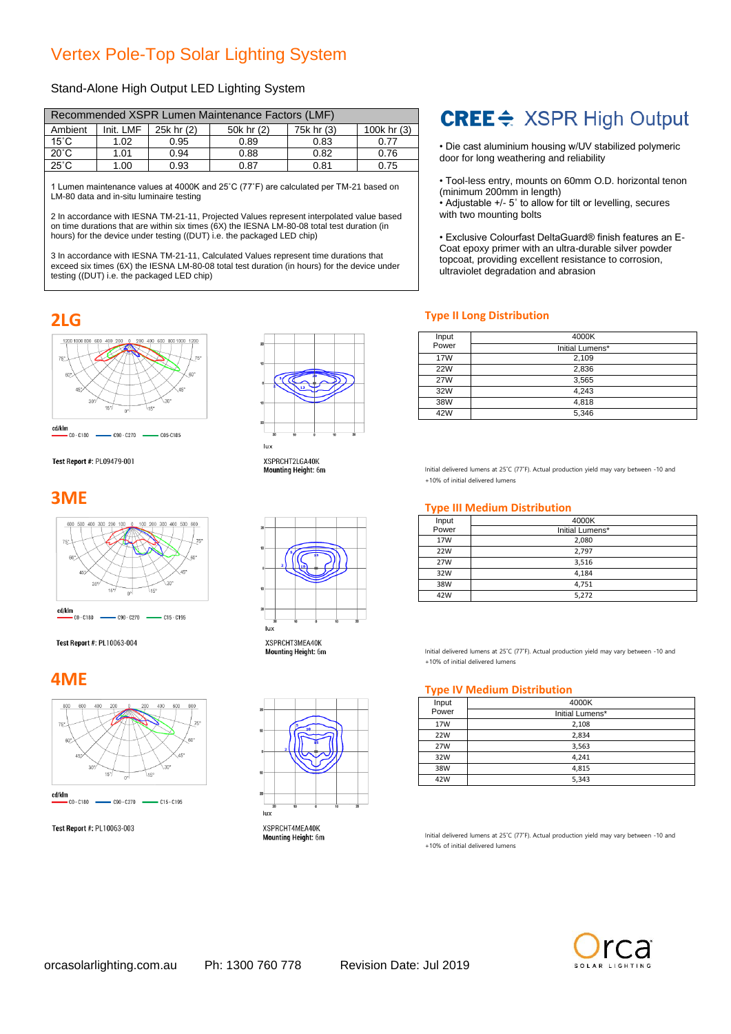# Vertex Pole-Top Solar Lighting System

Stand-Alone High Output LED Lighting System

| Recommended XSPR Lumen Maintenance Factors (LMF) | | | | | |
|---|---|---|---|---|---|
| Ambient | Init. LMF | 25k hr (2) | 50k hr (2) | 75k hr (3) | 100k hr (3) |
| 15˚C | 1.02 | 0.95 | 0.89 | 0.83 | 0.77 |
| 20˚C | 1.01 | 0.94 | 0.88 | 0.82 | 0.76 |
| 25˚C | 1.00 | 0.93 | 0.87 | 0.81 | 0.75 |

1 Lumen maintenance values at 4000K and 25˚C (77˚F) are calculated per TM-21 based on LM-80 data and in-situ luminaire testing

2 In accordance with IESNA TM-21-11, Projected Values represent interpolated value based on time durations that are within six times (6X) the IESNA LM-80-08 total test duration (in hours) for the device under testing ((DUT) i.e. the packaged LED chip)

3 In accordance with IESNA TM-21-11, Calculated Values represent time durations that exceed six times (6X) the IESNA LM-80-08 total test duration (in hours) for the device under testing ((DUT) i.e. the packaged LED chip)

## CREE XSPR High Output

- Die cast aluminium housing w/UV stabilized polymeric door for long weathering and reliability
- Tool-less entry, mounts on 60mm O.D. horizontal tenon (minimum 200mm in length)
- Adjustable +/- 5˚ to allow for tilt or levelling, secures with two mounting bolts
- Exclusive Colourfast DeltaGuard® finish features an E-Coat epoxy primer with an ultra-durable silver powder topcoat, providing excellent resistance to corrosion, ultraviolet degradation and abrasion

## 2LG

cd/klm — C0 - C180 — C90 - C270 — C05-C185

Test Report #: PL09479-001

lux

XSPRCHT2LGA40K
Mounting Height: 6m

### Type II Long Distribution

| Input Power | 4000K |
|---|---|
| | Initial Lumens* |
| 17W | 2,109 |
| 22W | 2,836 |
| 27W | 3,565 |
| 32W | 4,243 |
| 38W | 4,818 |
| 42W | 5,346 |

Initial delivered lumens at 25˚C (77˚F). Actual production yield may vary between -10 and +10% of initial delivered lumens

## 3ME

cd/klm — C0 - C180 — C90 - C270 — C15 - C195

Test Report #: PL10063-004

lux

XSPRCHT3MEA40K
Mounting Height: 6m

### Type III Medium Distribution

| Input Power | 4000K |
|---|---|
| | Initial Lumens* |
| 17W | 2,080 |
| 22W | 2,797 |
| 27W | 3,516 |
| 32W | 4,184 |
| 38W | 4,751 |
| 42W | 5,272 |

Initial delivered lumens at 25˚C (77˚F). Actual production yield may vary between -10 and +10% of initial delivered lumens

## 4ME

cd/klm — C0 - C180 — C90 - C270 — C15 - C195

Test Report #: PL10063-003

lux

XSPRCHT4MEA40K
Mounting Height: 6m

### Type IV Medium Distribution

| Input Power | 4000K |
|---|---|
| | Initial Lumens* |
| 17W | 2,108 |
| 22W | 2,834 |
| 27W | 3,563 |
| 32W | 4,241 |
| 38W | 4,815 |
| 42W | 5,343 |

Initial delivered lumens at 25˚C (77˚F). Actual production yield may vary between -10 and +10% of initial delivered lumens

orcasolarlighting.com.au Ph: 1300 760 778 Revision Date: Jul 2019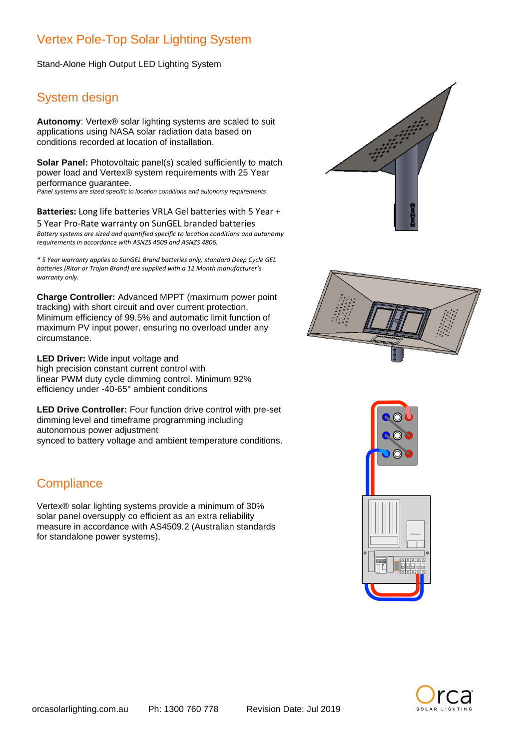# Vertex Pole-Top Solar Lighting System

Stand-Alone High Output LED Lighting System

## System design

**Autonomy**: Vertex® solar lighting systems are scaled to suit applications using NASA solar radiation data based on conditions recorded at location of installation.

**Solar Panel:** Photovoltaic panel(s) scaled sufficiently to match power load and Vertex® system requirements with 25 Year performance guarantee.
*Panel systems are sized specific to location conditions and autonomy requirements*

**Batteries:** Long life batteries VRLA Gel batteries with 5 Year + 5 Year Pro-Rate warranty on SunGEL branded batteries
*Battery systems are sized and quantified specific to location conditions and autonomy requirements in accordance with ASNZS 4509 and ASNZS 4806.*

*\* 5 Year warranty applies to SunGEL Brand batteries only, standard Deep Cycle GEL batteries (Ritar or Trojan Brand) are supplied with a 12 Month manufacturer's warranty only.*

**Charge Controller:** Advanced MPPT (maximum power point tracking) with short circuit and over current protection. Minimum efficiency of 99.5% and automatic limit function of maximum PV input power, ensuring no overload under any circumstance.

**LED Driver:** Wide input voltage and high precision constant current control with linear PWM duty cycle dimming control. Minimum 92% efficiency under -40-65° ambient conditions

**LED Drive Controller:** Four function drive control with pre-set dimming level and timeframe programming including autonomous power adjustment synced to battery voltage and ambient temperature conditions.

## Compliance

Vertex® solar lighting systems provide a minimum of 30% solar panel oversupply co efficient as an extra reliability measure in accordance with AS4509.2 (Australian standards for standalone power systems),

orcasolarlighting.com.au Ph: 1300 760 778 Revision Date: Jul 2019